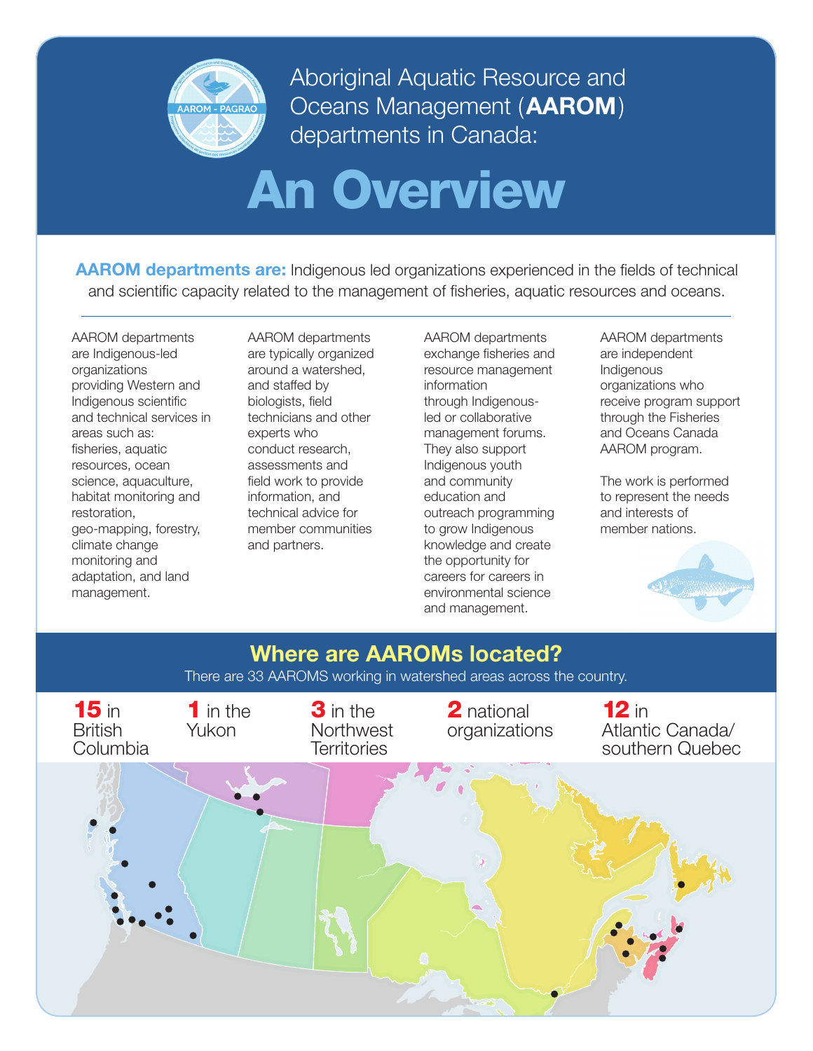# Aboriginal Aquatic Resource and Oceans Management (**AAROM**) departments in Canada:

# An Overview

**AAROM departments are:** Indigenous led organizations experienced in the fields of technical and scientific capacity related to the management of fisheries, aquatic resources and oceans.

AAROM departments are Indigenous-led organizations providing Western and Indigenous scientific and technical services in areas such as: fisheries, aquatic resources, ocean science, aquaculture, habitat monitoring and restoration, geo-mapping, forestry, climate change monitoring and adaptation, and land management.

AAROM departments are typically organized around a watershed, and staffed by biologists, field technicians and other experts who conduct research, assessments and field work to provide information, and technical advice for member communities and partners.

AAROM departments exchange fisheries and resource management information through Indigenous-led or collaborative management forums. They also support Indigenous youth and community education and outreach programming to grow Indigenous knowledge and create the opportunity for careers for careers in environmental science and management.

AAROM departments are independent Indigenous organizations who receive program support through the Fisheries and Oceans Canada AAROM program.

The work is performed to represent the needs and interests of member nations.

## Where are AAROMs located?

There are 33 AAROMS working in watershed areas across the country.

**15** in British Columbia

**1** in the Yukon

**3** in the Northwest Territories

**2** national organizations

**12** in Atlantic Canada/ southern Quebec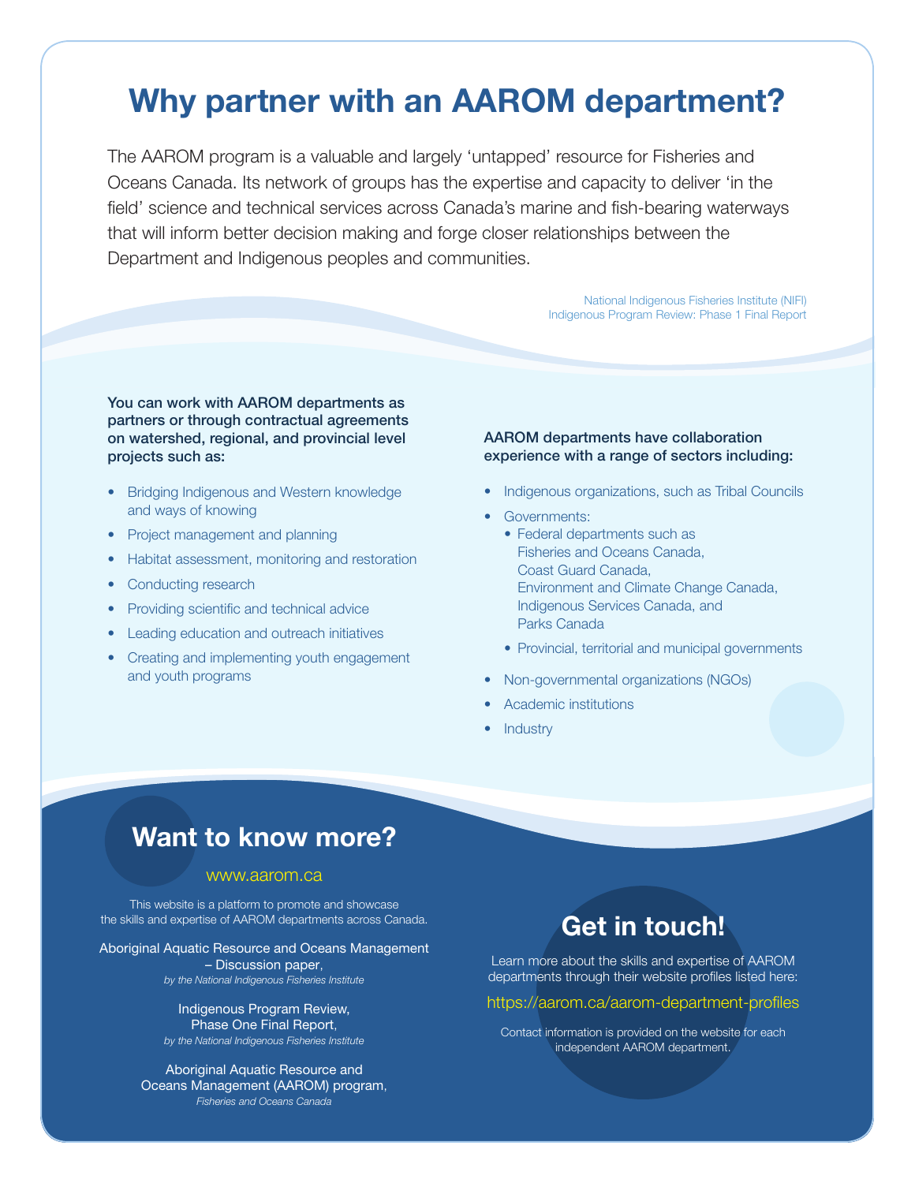# Why partner with an AAROM department?

The AAROM program is a valuable and largely 'untapped' resource for Fisheries and Oceans Canada. Its network of groups has the expertise and capacity to deliver 'in the field' science and technical services across Canada's marine and fish-bearing waterways that will inform better decision making and forge closer relationships between the Department and Indigenous peoples and communities.

National Indigenous Fisheries Institute (NIFI)
Indigenous Program Review: Phase 1 Final Report

**You can work with AAROM departments as partners or through contractual agreements on watershed, regional, and provincial level projects such as:**

- Bridging Indigenous and Western knowledge and ways of knowing
- Project management and planning
- Habitat assessment, monitoring and restoration
- Conducting research
- Providing scientific and technical advice
- Leading education and outreach initiatives
- Creating and implementing youth engagement and youth programs

**AAROM departments have collaboration experience with a range of sectors including:**

- Indigenous organizations, such as Tribal Councils
- Governments:
  - Federal departments such as Fisheries and Oceans Canada, Coast Guard Canada, Environment and Climate Change Canada, Indigenous Services Canada, and Parks Canada
  - Provincial, territorial and municipal governments
- Non-governmental organizations (NGOs)
- Academic institutions
- Industry

## Want to know more?

www.aarom.ca

This website is a platform to promote and showcase the skills and expertise of AAROM departments across Canada.

Aboriginal Aquatic Resource and Oceans Management – Discussion paper,
*by the National Indigenous Fisheries Institute*

Indigenous Program Review, Phase One Final Report,
*by the National Indigenous Fisheries Institute*

Aboriginal Aquatic Resource and Oceans Management (AAROM) program,
*Fisheries and Oceans Canada*

## Get in touch!

Learn more about the skills and expertise of AAROM departments through their website profiles listed here:

https://aarom.ca/aarom-department-profiles

Contact information is provided on the website for each independent AAROM department.